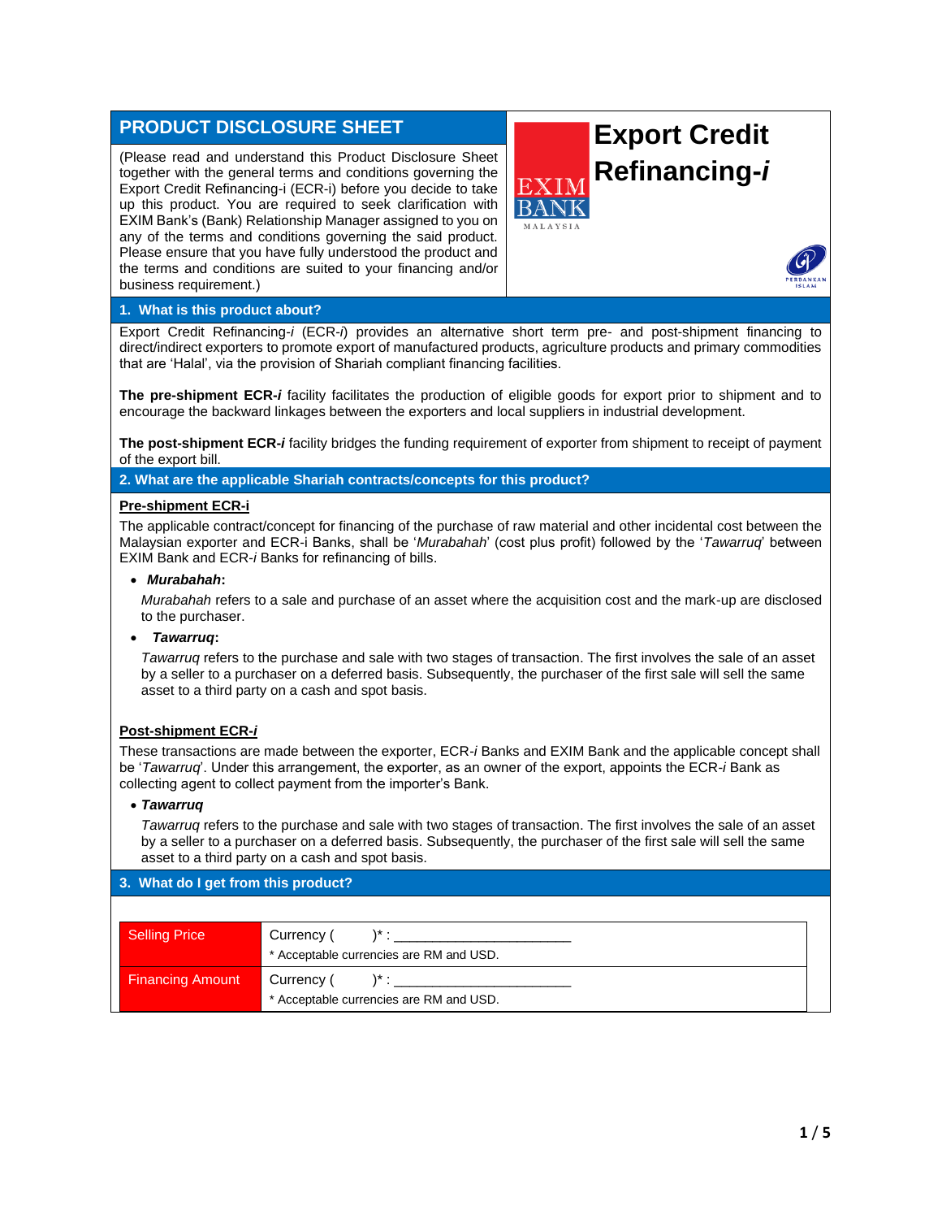# PRODUCT DISCLOSURE SHEET

# Export Credit Refinancing-*i*

(Please read and understand this Product Disclosure Sheet together with the general terms and conditions governing the Export Credit Refinancing-i (ECR-i) before you decide to take up this product. You are required to seek clarification with EXIM Bank's (Bank) Relationship Manager assigned to you on any of the terms and conditions governing the said product. Please ensure that you have fully understood the product and the terms and conditions are suited to your financing and/or business requirement.)

## 1. What is this product about?

Export Credit Refinancing-*i* (ECR-*i*) provides an alternative short term pre- and post-shipment financing to direct/indirect exporters to promote export of manufactured products, agriculture products and primary commodities that are 'Halal', via the provision of Shariah compliant financing facilities.

**The pre-shipment ECR-*i*** facility facilitates the production of eligible goods for export prior to shipment and to encourage the backward linkages between the exporters and local suppliers in industrial development.

**The post-shipment ECR-*i*** facility bridges the funding requirement of exporter from shipment to receipt of payment of the export bill.

## 2. What are the applicable Shariah contracts/concepts for this product?

**Pre-shipment ECR-i**

The applicable contract/concept for financing of the purchase of raw material and other incidental cost between the Malaysian exporter and ECR-i Banks, shall be '*Murabahah*' (cost plus profit) followed by the '*Tawarruq*' between EXIM Bank and ECR-*i* Banks for refinancing of bills.

- ***Murabahah*:**

  *Murabahah* refers to a sale and purchase of an asset where the acquisition cost and the mark-up are disclosed to the purchaser.

- ***Tawarruq*:**

  *Tawarruq* refers to the purchase and sale with two stages of transaction. The first involves the sale of an asset by a seller to a purchaser on a deferred basis. Subsequently, the purchaser of the first sale will sell the same asset to a third party on a cash and spot basis.

**Post-shipment ECR-*i***

These transactions are made between the exporter, ECR-*i* Banks and EXIM Bank and the applicable concept shall be '*Tawarruq*'. Under this arrangement, the exporter, as an owner of the export, appoints the ECR-*i* Bank as collecting agent to collect payment from the importer's Bank.

- ***Tawarruq***

  *Tawarruq* refers to the purchase and sale with two stages of transaction. The first involves the sale of an asset by a seller to a purchaser on a deferred basis. Subsequently, the purchaser of the first sale will sell the same asset to a third party on a cash and spot basis.

## 3. What do I get from this product?

| | |
|---|---|
| Selling Price | Currency (      )* : ______________________<br>* Acceptable currencies are RM and USD. |
| Financing Amount | Currency (      )* : ______________________<br>* Acceptable currencies are RM and USD. |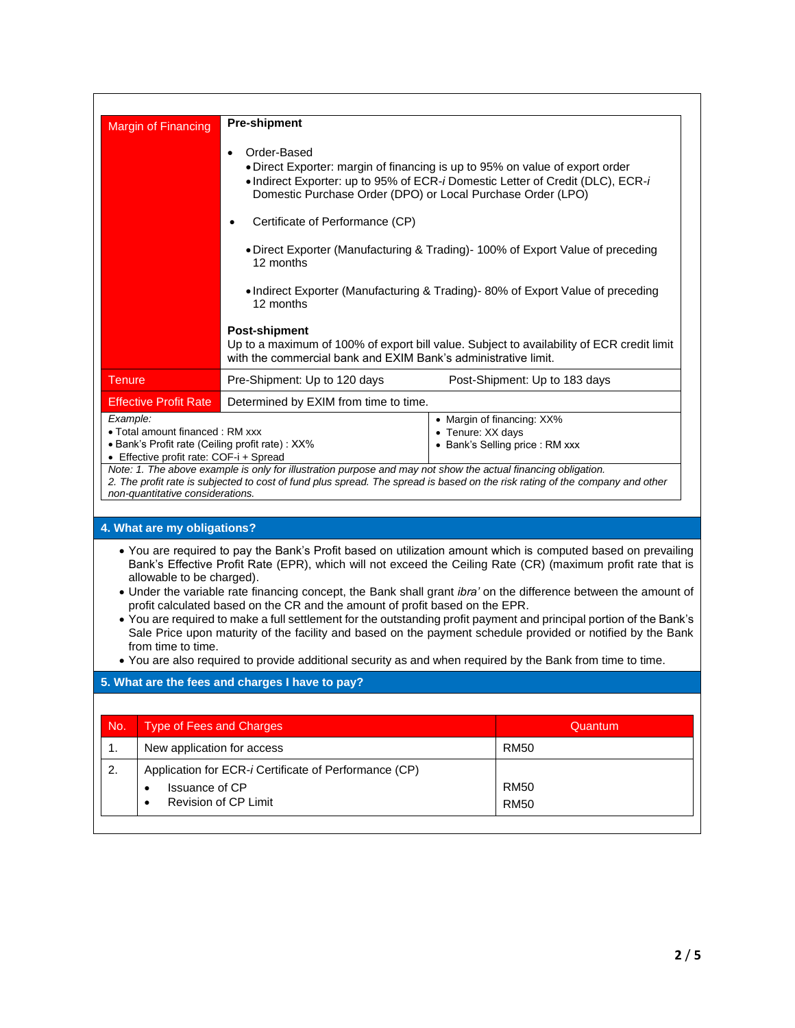| Margin of Financing | **Pre-shipment**<br><br>• Order-Based<br>  • Direct Exporter: margin of financing is up to 95% on value of export order<br>  • Indirect Exporter: up to 95% of ECR-*i* Domestic Letter of Credit (DLC), ECR-*i* Domestic Purchase Order (DPO) or Local Purchase Order (LPO)<br><br>• Certificate of Performance (CP)<br><br>  • Direct Exporter (Manufacturing & Trading)- 100% of Export Value of preceding 12 months<br><br>  • Indirect Exporter (Manufacturing & Trading)- 80% of Export Value of preceding 12 months<br><br>**Post-shipment**<br>Up to a maximum of 100% of export bill value. Subject to availability of ECR credit limit with the commercial bank and EXIM Bank's administrative limit. | |
|---|---|---|
| Tenure | Pre-Shipment: Up to 120 days | Post-Shipment: Up to 183 days |
| Effective Profit Rate | Determined by EXIM from time to time. | |

| *Example:*<br>• Total amount financed : RM xxx<br>• Bank's Profit rate (Ceiling profit rate) : XX%<br>• Effective profit rate: COF-i + Spread | • Margin of financing: XX%<br>• Tenure: XX days<br>• Bank's Selling price : RM xxx |
|---|---|
| *Note: 1. The above example is only for illustration purpose and may not show the actual financing obligation.*<br>*2. The profit rate is subjected to cost of fund plus spread. The spread is based on the risk rating of the company and other non-quantitative considerations.* | |

## 4. What are my obligations?

- You are required to pay the Bank's Profit based on utilization amount which is computed based on prevailing Bank's Effective Profit Rate (EPR), which will not exceed the Ceiling Rate (CR) (maximum profit rate that is allowable to be charged).
- Under the variable rate financing concept, the Bank shall grant *ibra'* on the difference between the amount of profit calculated based on the CR and the amount of profit based on the EPR.
- You are required to make a full settlement for the outstanding profit payment and principal portion of the Bank's Sale Price upon maturity of the facility and based on the payment schedule provided or notified by the Bank from time to time.
- You are also required to provide additional security as and when required by the Bank from time to time.

## 5. What are the fees and charges I have to pay?

| No. | Type of Fees and Charges | Quantum |
|---|---|---|
| 1. | New application for access | RM50 |
| 2. | Application for ECR-*i* Certificate of Performance (CP)<br>• Issuance of CP<br>• Revision of CP Limit | <br>RM50<br>RM50 |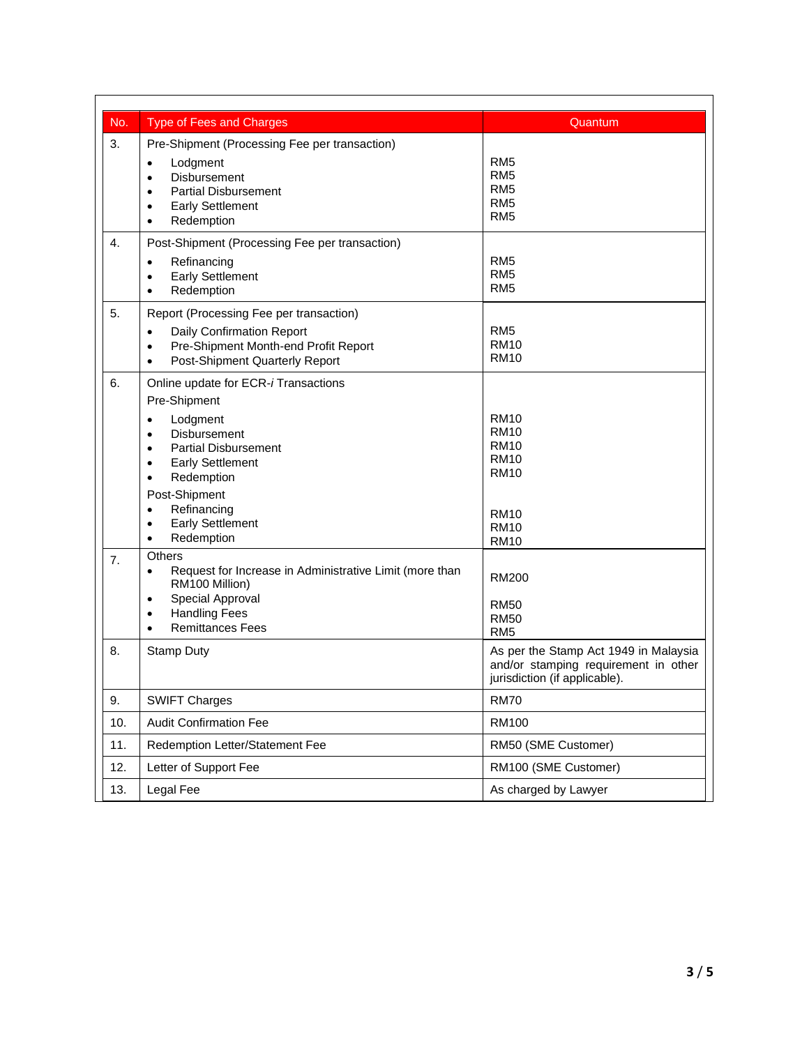| No. | Type of Fees and Charges | Quantum |
|---|---|---|
| 3. | Pre-Shipment (Processing Fee per transaction)<br>• Lodgment<br>• Disbursement<br>• Partial Disbursement<br>• Early Settlement<br>• Redemption | <br>RM5<br>RM5<br>RM5<br>RM5<br>RM5 |
| 4. | Post-Shipment (Processing Fee per transaction)<br>• Refinancing<br>• Early Settlement<br>• Redemption | <br>RM5<br>RM5<br>RM5 |
| 5. | Report (Processing Fee per transaction)<br>• Daily Confirmation Report<br>• Pre-Shipment Month-end Profit Report<br>• Post-Shipment Quarterly Report | <br>RM5<br>RM10<br>RM10 |
| 6. | Online update for ECR-*i* Transactions<br>Pre-Shipment<br>• Lodgment<br>• Disbursement<br>• Partial Disbursement<br>• Early Settlement<br>• Redemption<br>Post-Shipment<br>• Refinancing<br>• Early Settlement<br>• Redemption | <br><br>RM10<br>RM10<br>RM10<br>RM10<br>RM10<br><br>RM10<br>RM10<br>RM10 |
| 7. | Others<br>• Request for Increase in Administrative Limit (more than RM100 Million)<br>• Special Approval<br>• Handling Fees<br>• Remittances Fees | <br>RM200<br>RM50<br>RM50<br>RM5 |
| 8. | Stamp Duty | As per the Stamp Act 1949 in Malaysia and/or stamping requirement in other jurisdiction (if applicable). |
| 9. | SWIFT Charges | RM70 |
| 10. | Audit Confirmation Fee | RM100 |
| 11. | Redemption Letter/Statement Fee | RM50 (SME Customer) |
| 12. | Letter of Support Fee | RM100 (SME Customer) |
| 13. | Legal Fee | As charged by Lawyer |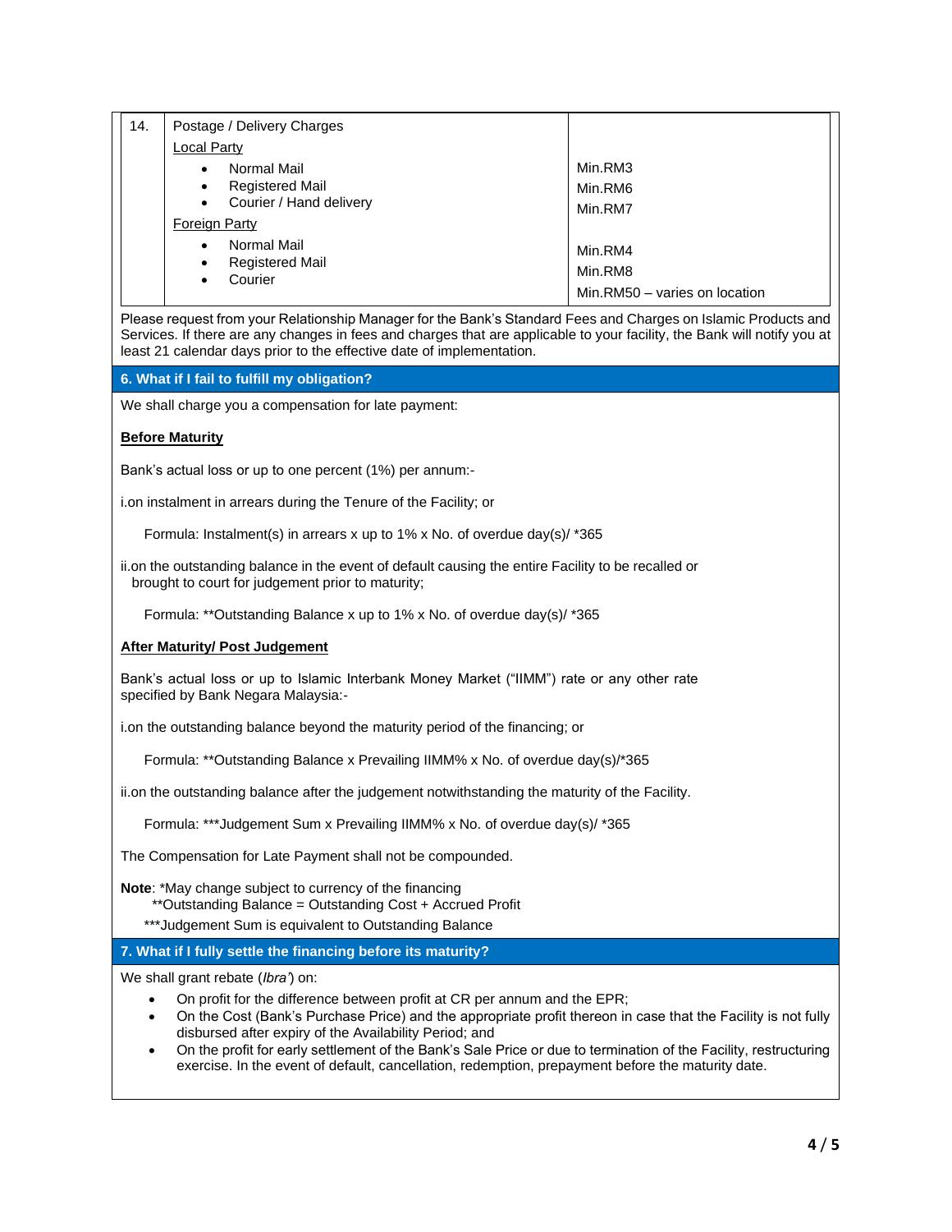| 14. | Postage / Delivery Charges<br>Local Party<br>• Normal Mail<br>• Registered Mail<br>• Courier / Hand delivery<br>Foreign Party<br>• Normal Mail<br>• Registered Mail<br>• Courier | <br><br>Min.RM3<br>Min.RM6<br>Min.RM7<br><br>Min.RM4<br>Min.RM8<br>Min.RM50 – varies on location |
|---|---|---|

Please request from your Relationship Manager for the Bank's Standard Fees and Charges on Islamic Products and Services. If there are any changes in fees and charges that are applicable to your facility, the Bank will notify you at least 21 calendar days prior to the effective date of implementation.

## 6. What if I fail to fulfill my obligation?

We shall charge you a compensation for late payment:

**Before Maturity**

Bank's actual loss or up to one percent (1%) per annum:-

i.on instalment in arrears during the Tenure of the Facility; or

Formula: Instalment(s) in arrears x up to 1% x No. of overdue day(s)/ *365

ii.on the outstanding balance in the event of default causing the entire Facility to be recalled or brought to court for judgement prior to maturity;

Formula: **Outstanding Balance x up to 1% x No. of overdue day(s)/ *365

**After Maturity/ Post Judgement**

Bank's actual loss or up to Islamic Interbank Money Market ("IIMM") rate or any other rate specified by Bank Negara Malaysia:-

i.on the outstanding balance beyond the maturity period of the financing; or

Formula: **Outstanding Balance x Prevailing IIMM% x No. of overdue day(s)/*365

ii.on the outstanding balance after the judgement notwithstanding the maturity of the Facility.

Formula: ***Judgement Sum x Prevailing IIMM% x No. of overdue day(s)/ *365

The Compensation for Late Payment shall not be compounded.

**Note**: *May change subject to currency of the financing
**Outstanding Balance = Outstanding Cost + Accrued Profit
***Judgement Sum is equivalent to Outstanding Balance

## 7. What if I fully settle the financing before its maturity?

We shall grant rebate (*Ibra'*) on:

- On profit for the difference between profit at CR per annum and the EPR;
- On the Cost (Bank's Purchase Price) and the appropriate profit thereon in case that the Facility is not fully disbursed after expiry of the Availability Period; and
- On the profit for early settlement of the Bank's Sale Price or due to termination of the Facility, restructuring exercise. In the event of default, cancellation, redemption, prepayment before the maturity date.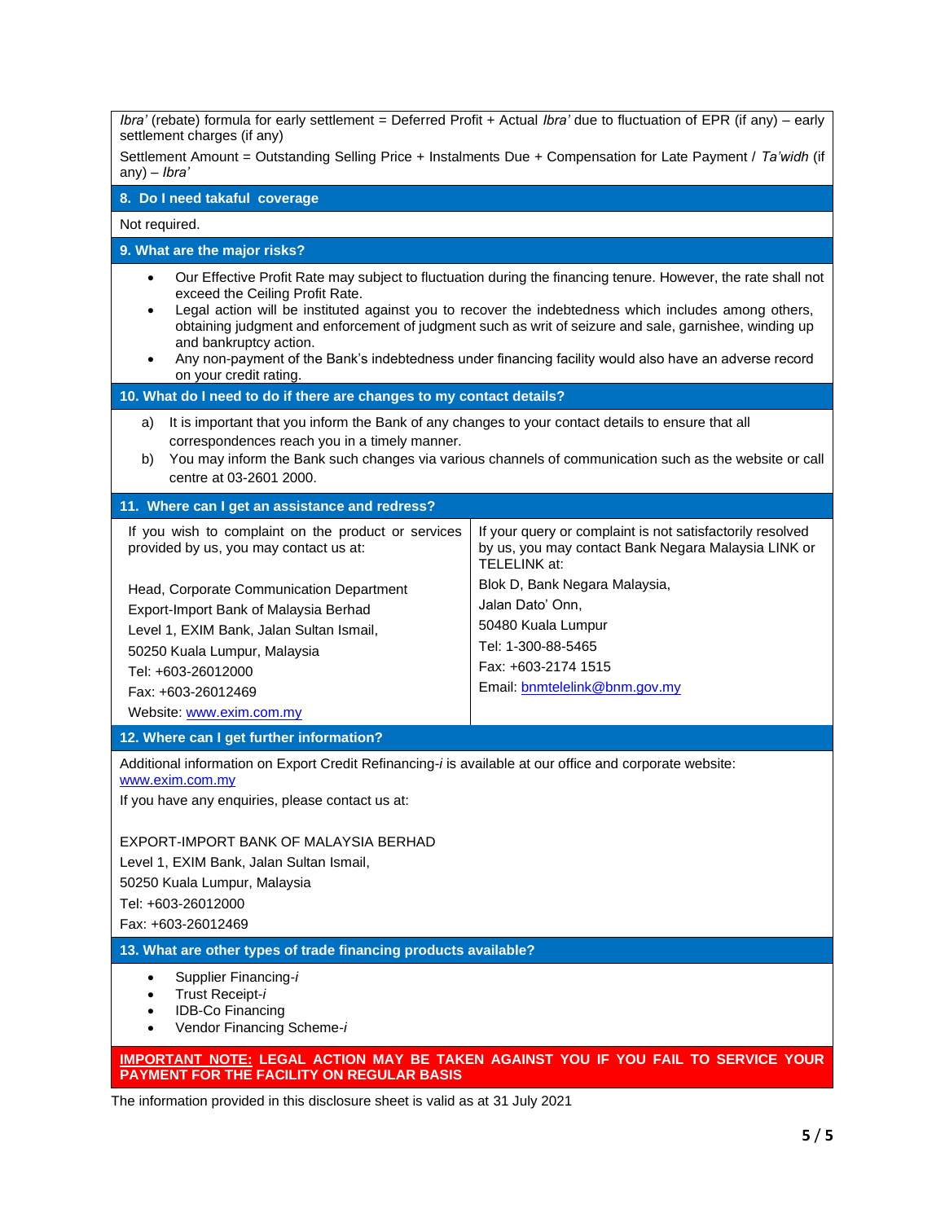*Ibra'* (rebate) formula for early settlement = Deferred Profit + Actual *Ibra'* due to fluctuation of EPR (if any) – early settlement charges (if any)

Settlement Amount = Outstanding Selling Price + Instalments Due + Compensation for Late Payment / *Ta'widh* (if any) – *Ibra'*

## 8. Do I need takaful coverage

Not required.

## 9. What are the major risks?

- Our Effective Profit Rate may subject to fluctuation during the financing tenure. However, the rate shall not exceed the Ceiling Profit Rate.
- Legal action will be instituted against you to recover the indebtedness which includes among others, obtaining judgment and enforcement of judgment such as writ of seizure and sale, garnishee, winding up and bankruptcy action.
- Any non-payment of the Bank's indebtedness under financing facility would also have an adverse record on your credit rating.

## 10. What do I need to do if there are changes to my contact details?

a) It is important that you inform the Bank of any changes to your contact details to ensure that all correspondences reach you in a timely manner.

b) You may inform the Bank such changes via various channels of communication such as the website or call centre at 03-2601 2000.

## 11. Where can I get an assistance and redress?

| | |
|---|---|
| If you wish to complaint on the product or services provided by us, you may contact us at:<br><br>Head, Corporate Communication Department<br>Export-Import Bank of Malaysia Berhad<br>Level 1, EXIM Bank, Jalan Sultan Ismail,<br>50250 Kuala Lumpur, Malaysia<br>Tel: +603-26012000<br>Fax: +603-26012469<br>Website: www.exim.com.my | If your query or complaint is not satisfactorily resolved by us, you may contact Bank Negara Malaysia LINK or TELELINK at:<br>Blok D, Bank Negara Malaysia,<br>Jalan Dato' Onn,<br>50480 Kuala Lumpur<br>Tel: 1-300-88-5465<br>Fax: +603-2174 1515<br>Email: bnmtelelink@bnm.gov.my |

## 12. Where can I get further information?

Additional information on Export Credit Refinancing-*i* is available at our office and corporate website: www.exim.com.my

If you have any enquiries, please contact us at:

EXPORT-IMPORT BANK OF MALAYSIA BERHAD
Level 1, EXIM Bank, Jalan Sultan Ismail,
50250 Kuala Lumpur, Malaysia
Tel: +603-26012000
Fax: +603-26012469

## 13. What are other types of trade financing products available?

- Supplier Financing-*i*
- Trust Receipt-*i*
- IDB-Co Financing
- Vendor Financing Scheme-*i*

**IMPORTANT NOTE: LEGAL ACTION MAY BE TAKEN AGAINST YOU IF YOU FAIL TO SERVICE YOUR PAYMENT FOR THE FACILITY ON REGULAR BASIS**

The information provided in this disclosure sheet is valid as at 31 July 2021